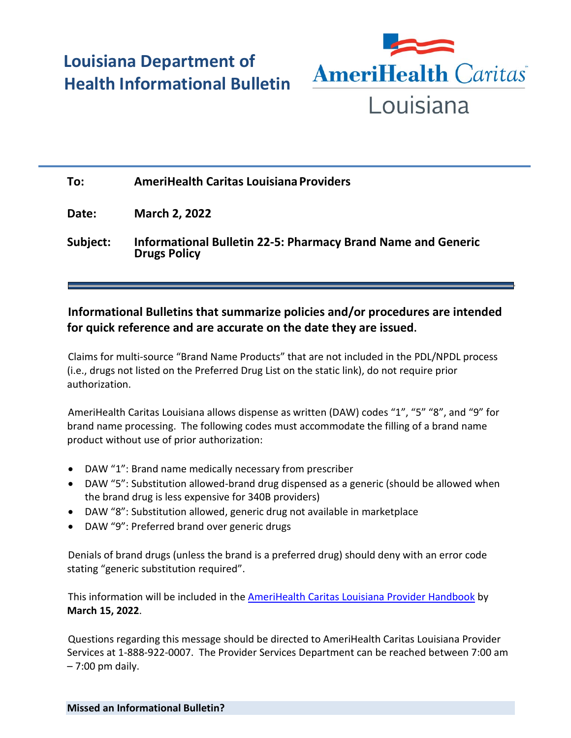# Louisiana Department of Health Informational Bulletin

AmeriHealth Caritas Louisiana

**To:** AmeriHealth Caritas Louisiana Providers

**Date:** March 2, 2022

**Subject:** Informational Bulletin 22-5: Pharmacy Brand Name and Generic Drugs Policy

---

**Informational Bulletins that summarize policies and/or procedures are intended for quick reference and are accurate on the date they are issued.**

Claims for multi-source "Brand Name Products" that are not included in the PDL/NPDL process (i.e., drugs not listed on the Preferred Drug List on the static link), do not require prior authorization.

AmeriHealth Caritas Louisiana allows dispense as written (DAW) codes "1", "5" "8", and "9" for brand name processing. The following codes must accommodate the filling of a brand name product without use of prior authorization:

- DAW "1": Brand name medically necessary from prescriber
- DAW "5": Substitution allowed-brand drug dispensed as a generic (should be allowed when the brand drug is less expensive for 340B providers)
- DAW "8": Substitution allowed, generic drug not available in marketplace
- DAW "9": Preferred brand over generic drugs

Denials of brand drugs (unless the brand is a preferred drug) should deny with an error code stating "generic substitution required".

This information will be included in the [AmeriHealth Caritas Louisiana Provider Handbook]() by **March 15, 2022**.

Questions regarding this message should be directed to AmeriHealth Caritas Louisiana Provider Services at 1-888-922-0007. The Provider Services Department can be reached between 7:00 am – 7:00 pm daily.

**Missed an Informational Bulletin?**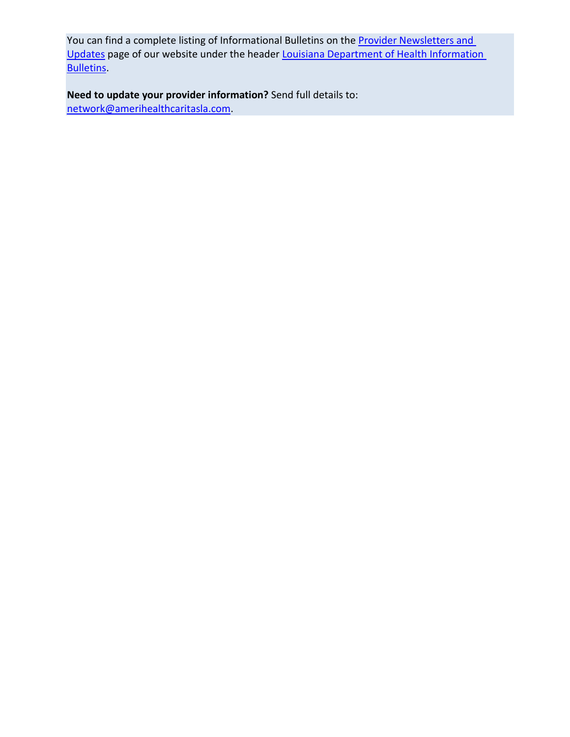You can find a complete listing of Informational Bulletins on the Provider Newsletters and Updates page of our website under the header Louisiana Department of Health Information Bulletins.

**Need to update your provider information?** Send full details to: network@amerihealthcaritasla.com.